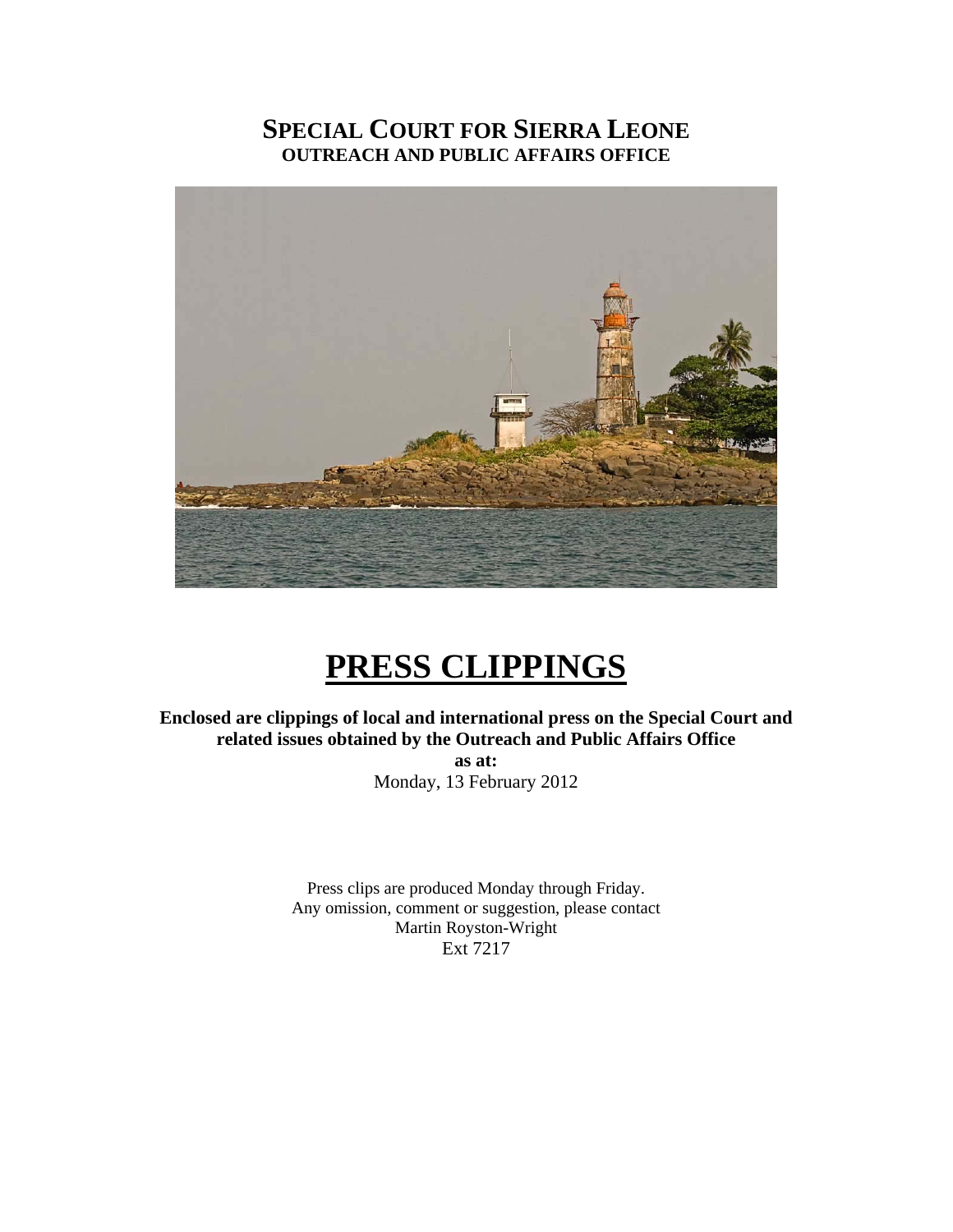# SPECIAL COURT FOR SIERRA LEONE
## OUTREACH AND PUBLIC AFFAIRS OFFICE

# PRESS CLIPPINGS

**Enclosed are clippings of local and international press on the Special Court and related issues obtained by the Outreach and Public Affairs Office**

**as at:**

Monday, 13 February 2012

Press clips are produced Monday through Friday.
Any omission, comment or suggestion, please contact
Martin Royston-Wright
Ext 7217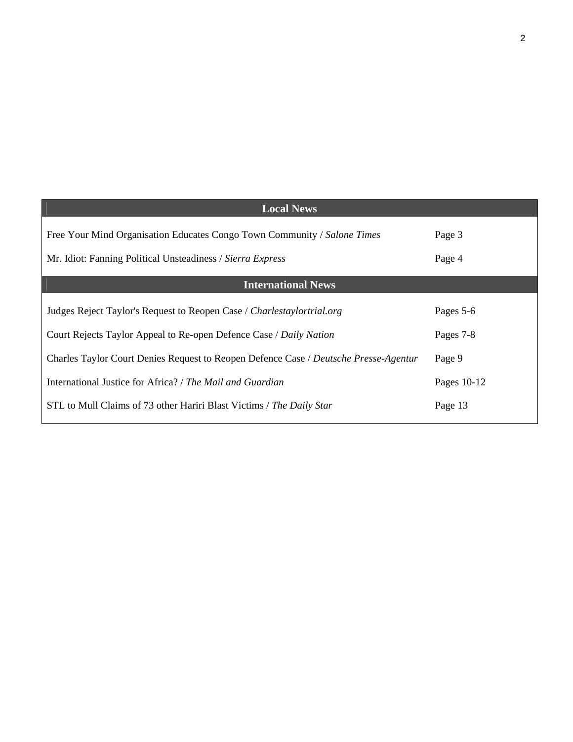| Local News | |
|---|---|
| Free Your Mind Organisation Educates Congo Town Community / *Salone Times* | Page 3 |
| Mr. Idiot: Fanning Political Unsteadiness / *Sierra Express* | Page 4 |
| **International News** | |
| Judges Reject Taylor's Request to Reopen Case / *Charlestaylortrial.org* | Pages 5-6 |
| Court Rejects Taylor Appeal to Re-open Defence Case / *Daily Nation* | Pages 7-8 |
| Charles Taylor Court Denies Request to Reopen Defence Case / *Deutsche Presse-Agentur* | Page 9 |
| International Justice for Africa? / *The Mail and Guardian* | Pages 10-12 |
| STL to Mull Claims of 73 other Hariri Blast Victims / *The Daily Star* | Page 13 |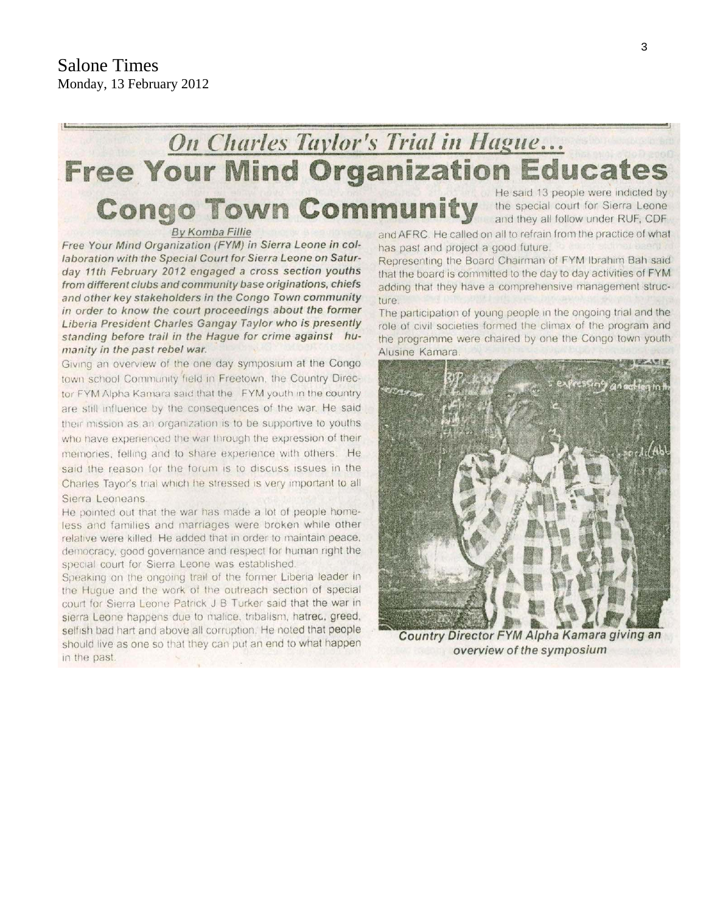Salone Times
Monday, 13 February 2012

## *On Charles Taylor's Trial in Hague…*

# Free Your Mind Organization Educates Congo Town Community

By Komba Fillie

***Free Your Mind Organization (FYM) in Sierra Leone in collaboration with the Special Court for Sierra Leone on Saturday 11th February 2012 engaged a cross section youths from different clubs and community base originations, chiefs and other key stakeholders in the Congo Town community in order to know the court proceedings about the former Liberia President Charles Gangay Taylor who is presently standing before trail in the Hague for crime against humanity in the past rebel war.***

Giving an overview of the one day symposium at the Congo town school Community field in Freetown, the Country Director FYM Alpha Kamara said that the FYM youth in the country are still influence by the consequences of the war. He said their mission as an organization is to be supportive to youths who have experienced the war through the expression of their memories, felling and to share experience with others. He said the reason for the forum is to discuss issues in the Charles Tayor's trial which he stressed is very important to all Sierra Leoneans.

He pointed out that the war has made a lot of people homeless and families and marriages were broken while other relative were killed. He added that in order to maintain peace, democracy, good governance and respect for human right the special court for Sierra Leone was established.

Speaking on the ongoing trail of the former Liberia leader in the Hugue and the work of the outreach section of special court for Sierra Leone Patrick J B Turker said that the war in sierra Leone happens due to malice, tribalism, hatred, greed, selfish bad hart and above all corruption. He noted that people should live as one so that they can put an end to what happen in the past.

He said 13 people were indicted by the special court for Sierra Leone and they all follow under RUF, CDF and AFRC. He called on all to refrain from the practice of what has past and project a good future.

Representing the Board Chairman of FYM Ibrahim Bah said that the board is committed to the day to day activities of FYM adding that they have a comprehensive management structure.

The participation of young people in the ongoing trial and the role of civil societies formed the climax of the program and the programme were chaired by one the Congo town youth Alusine Kamara.

***Country Director FYM Alpha Kamara giving an overview of the symposium***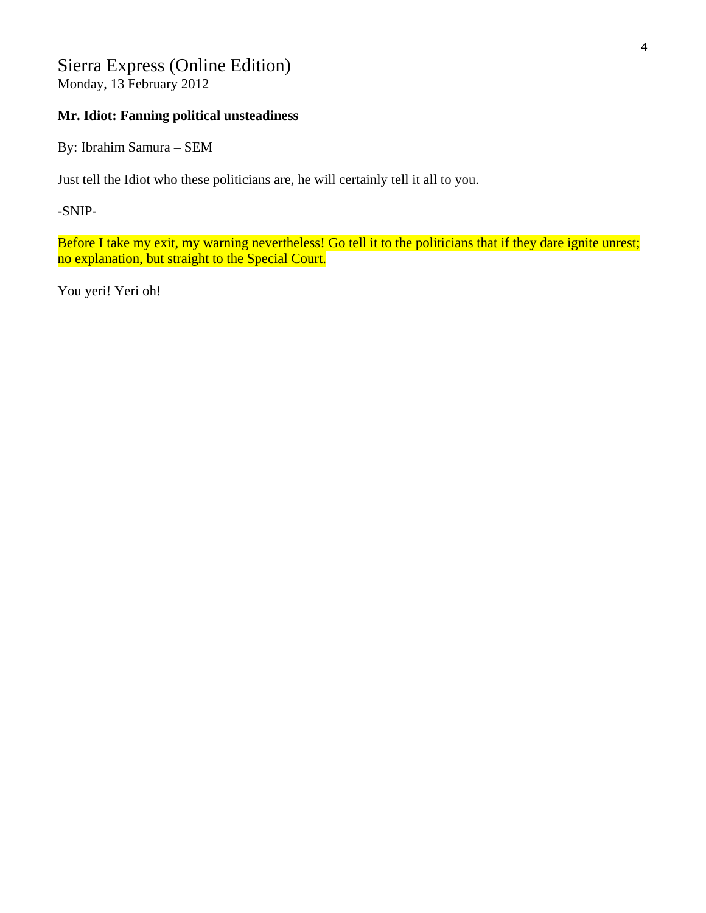Sierra Express (Online Edition)
Monday, 13 February 2012

**Mr. Idiot: Fanning political unsteadiness**

By: Ibrahim Samura – SEM

Just tell the Idiot who these politicians are, he will certainly tell it all to you.

-SNIP-

Before I take my exit, my warning nevertheless! Go tell it to the politicians that if they dare ignite unrest; no explanation, but straight to the Special Court.

You yeri! Yeri oh!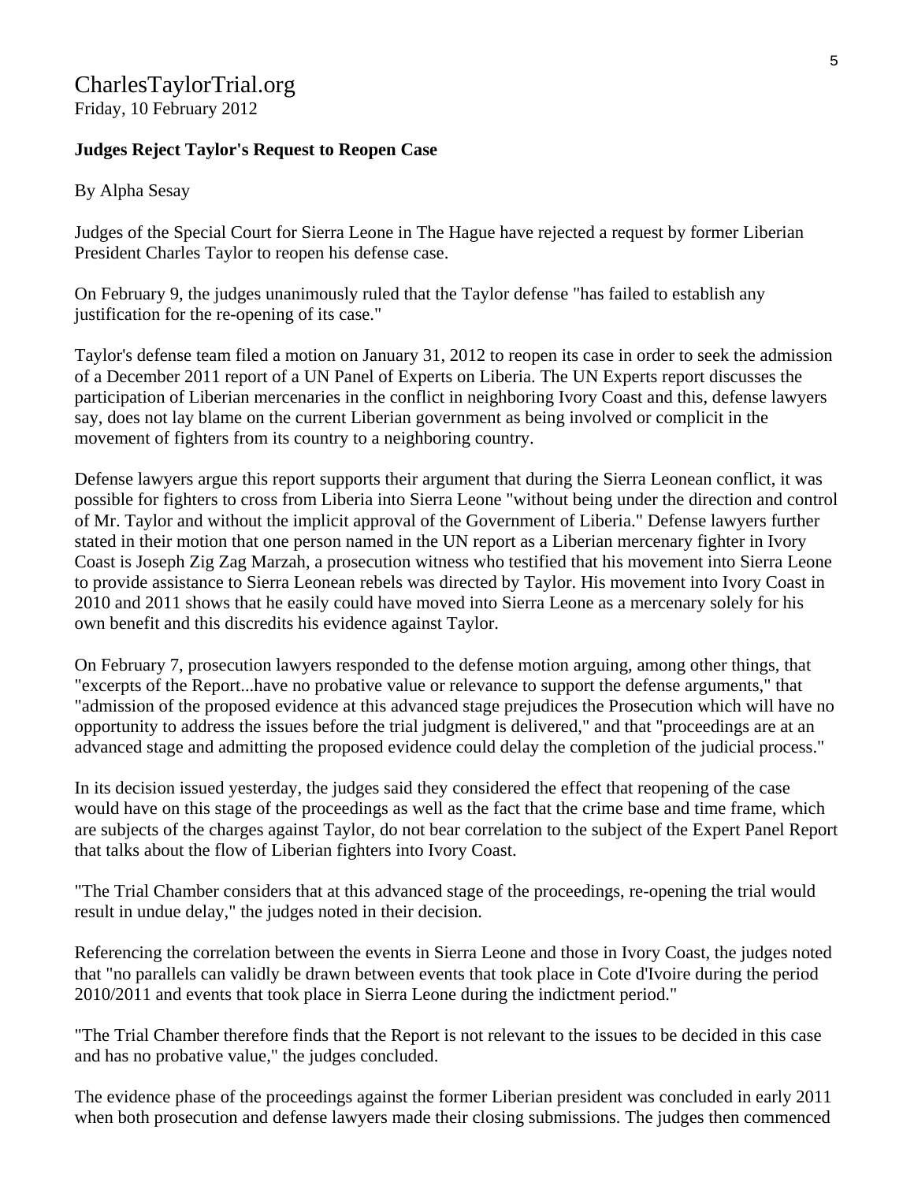CharlesTaylorTrial.org
Friday, 10 February 2012

**Judges Reject Taylor's Request to Reopen Case**

By Alpha Sesay

Judges of the Special Court for Sierra Leone in The Hague have rejected a request by former Liberian President Charles Taylor to reopen his defense case.

On February 9, the judges unanimously ruled that the Taylor defense "has failed to establish any justification for the re-opening of its case."

Taylor's defense team filed a motion on January 31, 2012 to reopen its case in order to seek the admission of a December 2011 report of a UN Panel of Experts on Liberia. The UN Experts report discusses the participation of Liberian mercenaries in the conflict in neighboring Ivory Coast and this, defense lawyers say, does not lay blame on the current Liberian government as being involved or complicit in the movement of fighters from its country to a neighboring country.

Defense lawyers argue this report supports their argument that during the Sierra Leonean conflict, it was possible for fighters to cross from Liberia into Sierra Leone "without being under the direction and control of Mr. Taylor and without the implicit approval of the Government of Liberia." Defense lawyers further stated in their motion that one person named in the UN report as a Liberian mercenary fighter in Ivory Coast is Joseph Zig Zag Marzah, a prosecution witness who testified that his movement into Sierra Leone to provide assistance to Sierra Leonean rebels was directed by Taylor. His movement into Ivory Coast in 2010 and 2011 shows that he easily could have moved into Sierra Leone as a mercenary solely for his own benefit and this discredits his evidence against Taylor.

On February 7, prosecution lawyers responded to the defense motion arguing, among other things, that "excerpts of the Report...have no probative value or relevance to support the defense arguments," that "admission of the proposed evidence at this advanced stage prejudices the Prosecution which will have no opportunity to address the issues before the trial judgment is delivered," and that "proceedings are at an advanced stage and admitting the proposed evidence could delay the completion of the judicial process."

In its decision issued yesterday, the judges said they considered the effect that reopening of the case would have on this stage of the proceedings as well as the fact that the crime base and time frame, which are subjects of the charges against Taylor, do not bear correlation to the subject of the Expert Panel Report that talks about the flow of Liberian fighters into Ivory Coast.

"The Trial Chamber considers that at this advanced stage of the proceedings, re-opening the trial would result in undue delay," the judges noted in their decision.

Referencing the correlation between the events in Sierra Leone and those in Ivory Coast, the judges noted that "no parallels can validly be drawn between events that took place in Cote d'Ivoire during the period 2010/2011 and events that took place in Sierra Leone during the indictment period."

"The Trial Chamber therefore finds that the Report is not relevant to the issues to be decided in this case and has no probative value," the judges concluded.

The evidence phase of the proceedings against the former Liberian president was concluded in early 2011 when both prosecution and defense lawyers made their closing submissions. The judges then commenced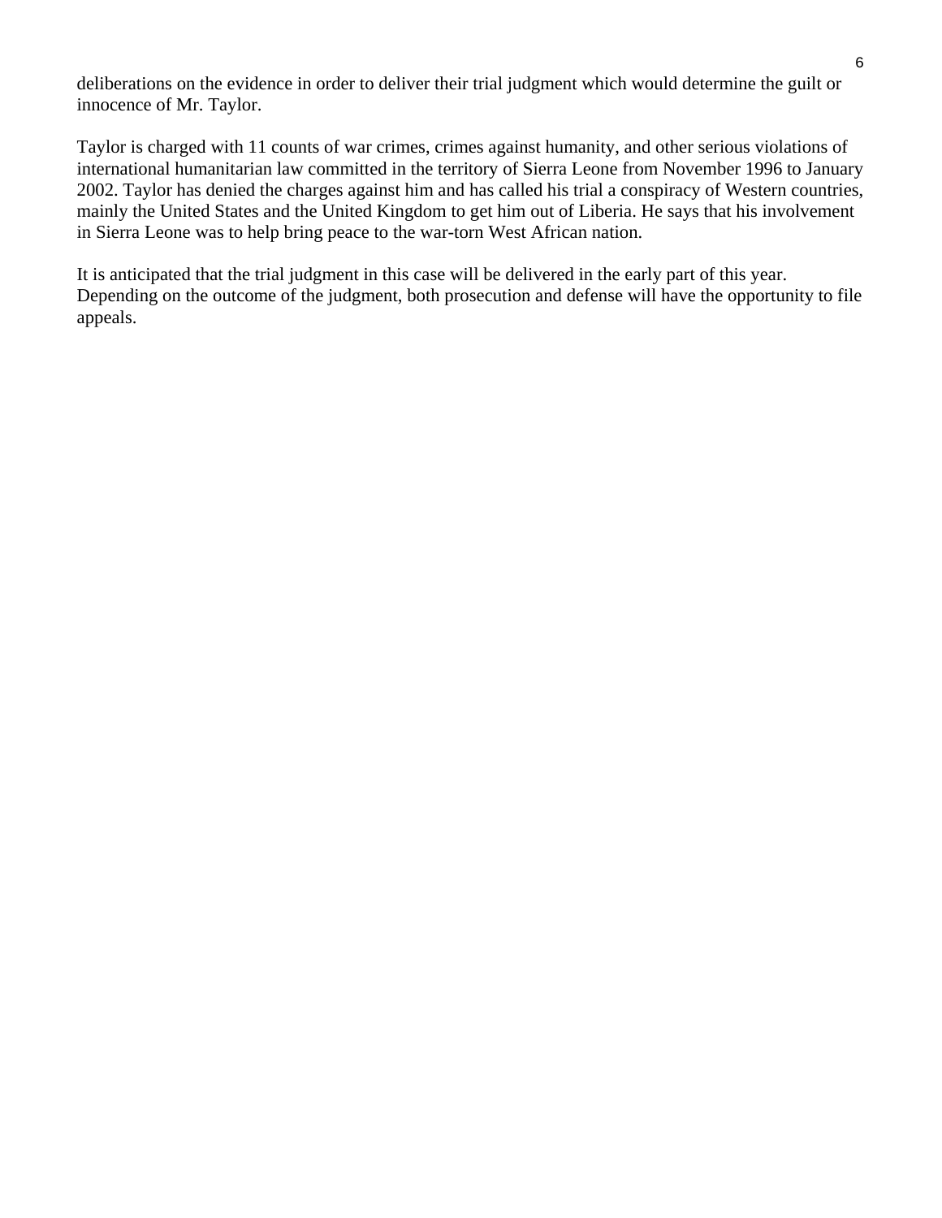deliberations on the evidence in order to deliver their trial judgment which would determine the guilt or innocence of Mr. Taylor.

Taylor is charged with 11 counts of war crimes, crimes against humanity, and other serious violations of international humanitarian law committed in the territory of Sierra Leone from November 1996 to January 2002. Taylor has denied the charges against him and has called his trial a conspiracy of Western countries, mainly the United States and the United Kingdom to get him out of Liberia. He says that his involvement in Sierra Leone was to help bring peace to the war-torn West African nation.

It is anticipated that the trial judgment in this case will be delivered in the early part of this year. Depending on the outcome of the judgment, both prosecution and defense will have the opportunity to file appeals.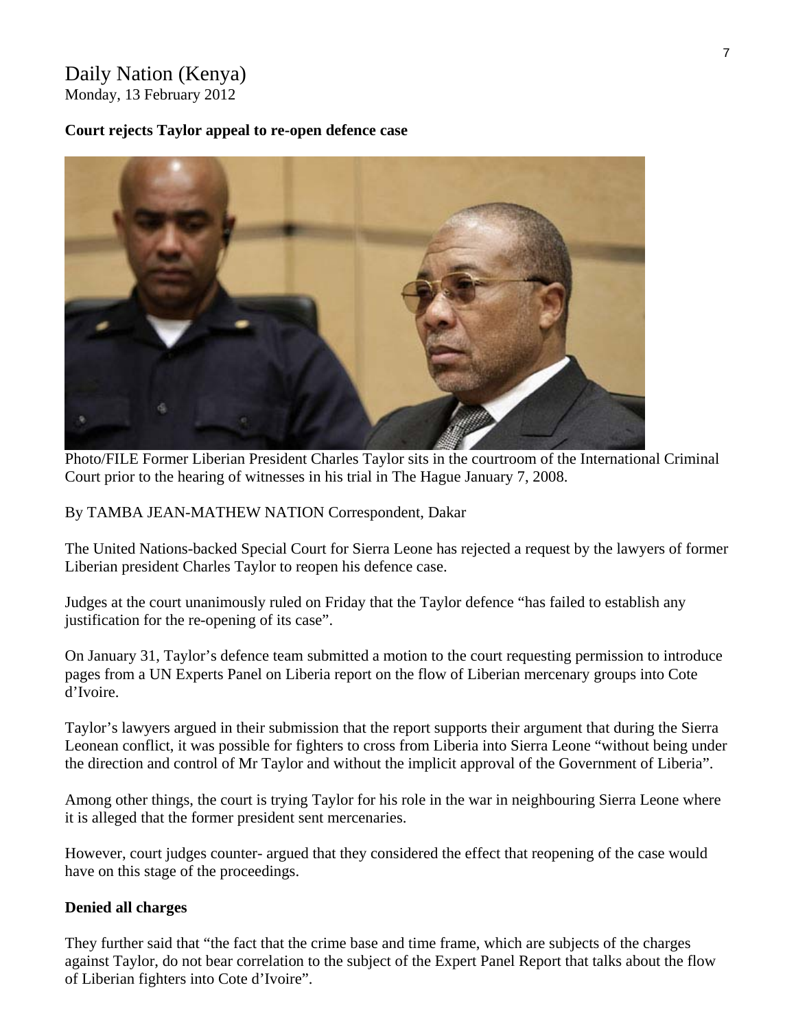Daily Nation (Kenya)
Monday, 13 February 2012

**Court rejects Taylor appeal to re-open defence case**

Photo/FILE Former Liberian President Charles Taylor sits in the courtroom of the International Criminal Court prior to the hearing of witnesses in his trial in The Hague January 7, 2008.

By TAMBA JEAN-MATHEW NATION Correspondent, Dakar

The United Nations-backed Special Court for Sierra Leone has rejected a request by the lawyers of former Liberian president Charles Taylor to reopen his defence case.

Judges at the court unanimously ruled on Friday that the Taylor defence "has failed to establish any justification for the re-opening of its case".

On January 31, Taylor's defence team submitted a motion to the court requesting permission to introduce pages from a UN Experts Panel on Liberia report on the flow of Liberian mercenary groups into Cote d'Ivoire.

Taylor's lawyers argued in their submission that the report supports their argument that during the Sierra Leonean conflict, it was possible for fighters to cross from Liberia into Sierra Leone "without being under the direction and control of Mr Taylor and without the implicit approval of the Government of Liberia".

Among other things, the court is trying Taylor for his role in the war in neighbouring Sierra Leone where it is alleged that the former president sent mercenaries.

However, court judges counter- argued that they considered the effect that reopening of the case would have on this stage of the proceedings.

**Denied all charges**

They further said that "the fact that the crime base and time frame, which are subjects of the charges against Taylor, do not bear correlation to the subject of the Expert Panel Report that talks about the flow of Liberian fighters into Cote d'Ivoire".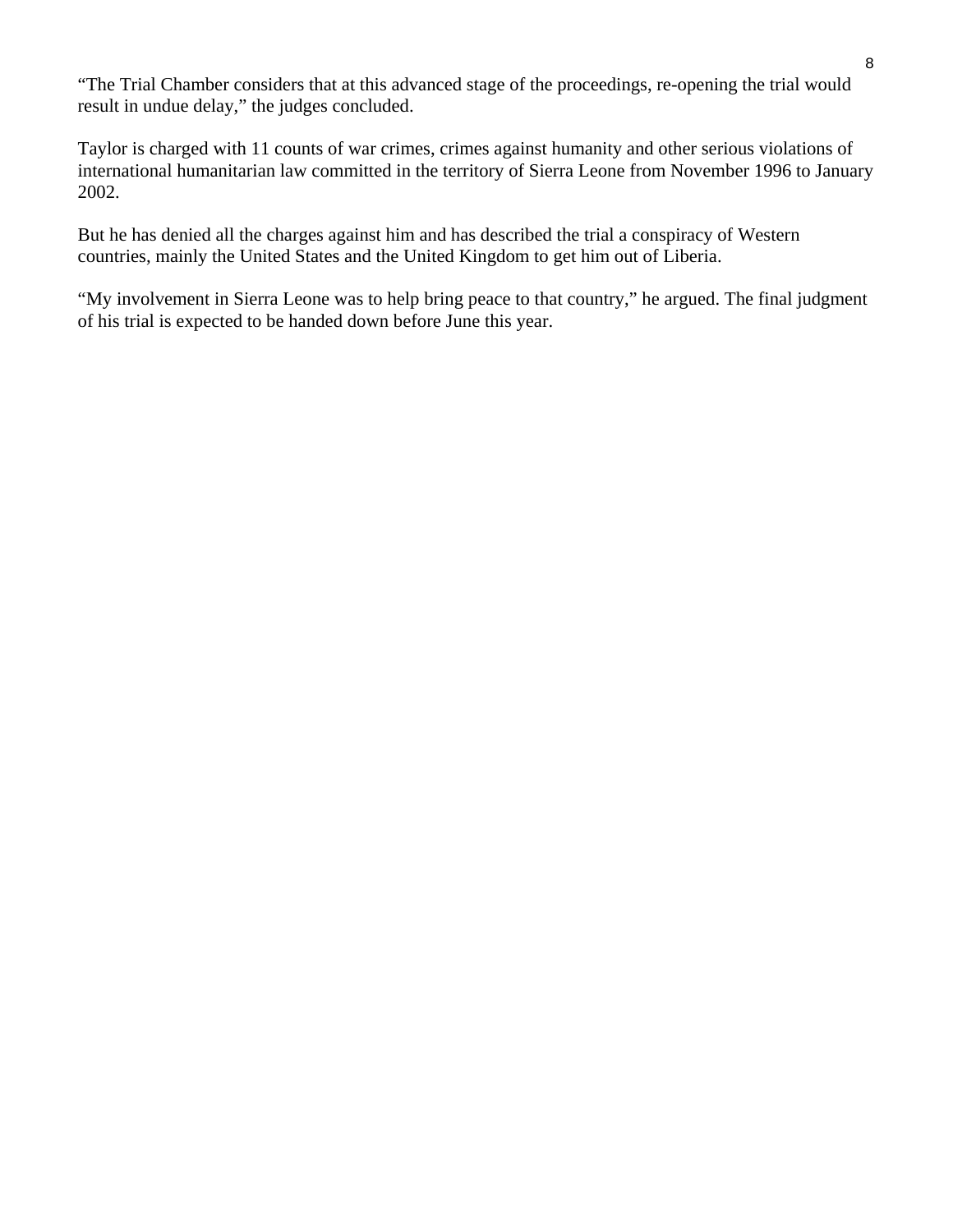"The Trial Chamber considers that at this advanced stage of the proceedings, re-opening the trial would result in undue delay," the judges concluded.

Taylor is charged with 11 counts of war crimes, crimes against humanity and other serious violations of international humanitarian law committed in the territory of Sierra Leone from November 1996 to January 2002.

But he has denied all the charges against him and has described the trial a conspiracy of Western countries, mainly the United States and the United Kingdom to get him out of Liberia.

"My involvement in Sierra Leone was to help bring peace to that country," he argued. The final judgment of his trial is expected to be handed down before June this year.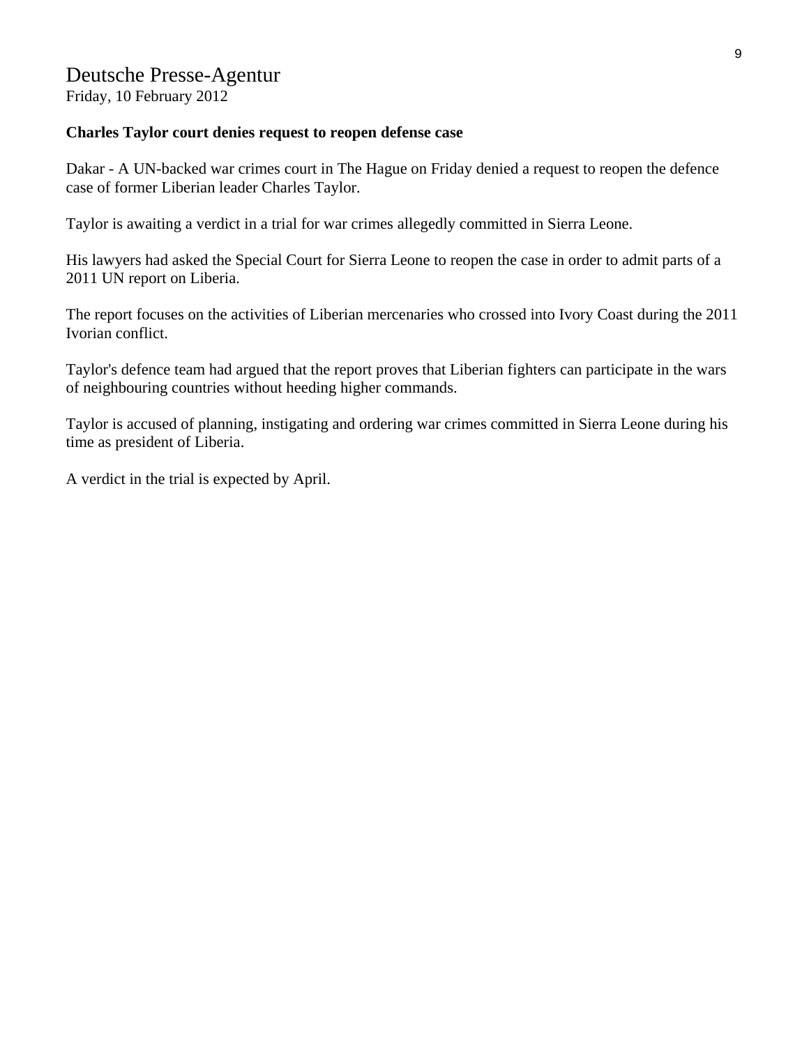# Deutsche Presse-Agentur

Friday, 10 February 2012

**Charles Taylor court denies request to reopen defense case**

Dakar - A UN-backed war crimes court in The Hague on Friday denied a request to reopen the defence case of former Liberian leader Charles Taylor.

Taylor is awaiting a verdict in a trial for war crimes allegedly committed in Sierra Leone.

His lawyers had asked the Special Court for Sierra Leone to reopen the case in order to admit parts of a 2011 UN report on Liberia.

The report focuses on the activities of Liberian mercenaries who crossed into Ivory Coast during the 2011 Ivorian conflict.

Taylor's defence team had argued that the report proves that Liberian fighters can participate in the wars of neighbouring countries without heeding higher commands.

Taylor is accused of planning, instigating and ordering war crimes committed in Sierra Leone during his time as president of Liberia.

A verdict in the trial is expected by April.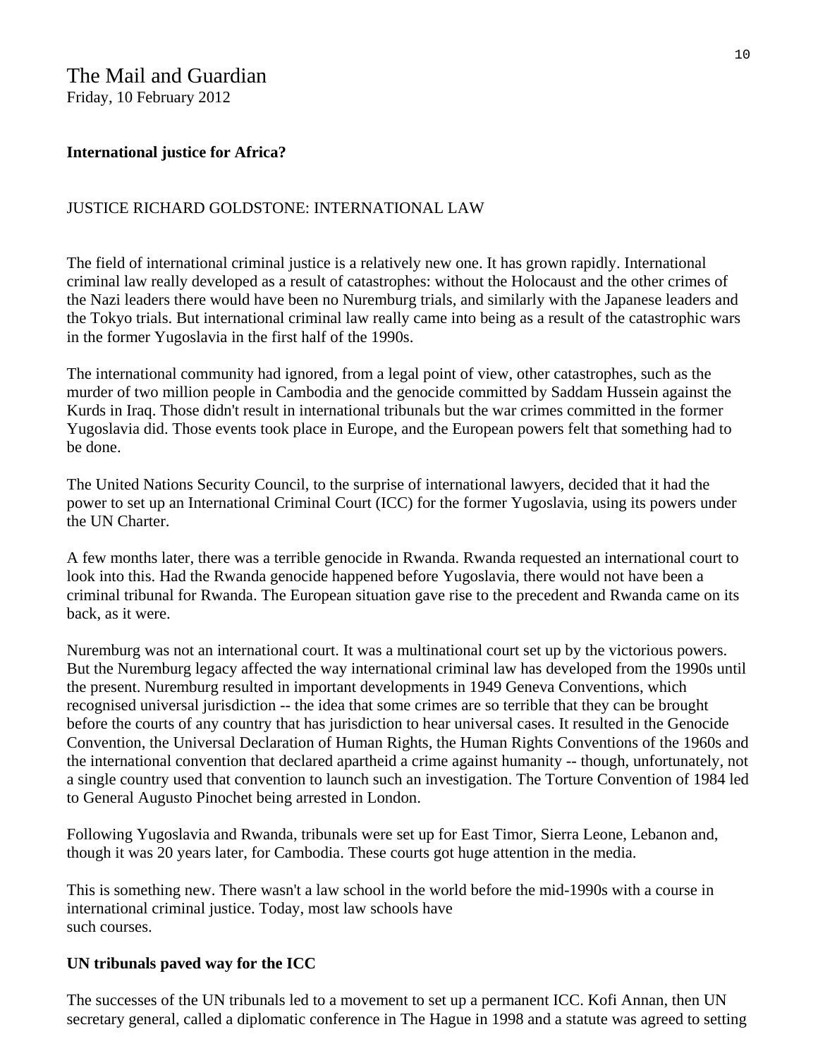The Mail and Guardian
Friday, 10 February 2012

**International justice for Africa?**

JUSTICE RICHARD GOLDSTONE: INTERNATIONAL LAW

The field of international criminal justice is a relatively new one. It has grown rapidly. International criminal law really developed as a result of catastrophes: without the Holocaust and the other crimes of the Nazi leaders there would have been no Nuremburg trials, and similarly with the Japanese leaders and the Tokyo trials. But international criminal law really came into being as a result of the catastrophic wars in the former Yugoslavia in the first half of the 1990s.

The international community had ignored, from a legal point of view, other catastrophes, such as the murder of two million people in Cambodia and the genocide committed by Saddam Hussein against the Kurds in Iraq. Those didn't result in international tribunals but the war crimes committed in the former Yugoslavia did. Those events took place in Europe, and the European powers felt that something had to be done.

The United Nations Security Council, to the surprise of international lawyers, decided that it had the power to set up an International Criminal Court (ICC) for the former Yugoslavia, using its powers under the UN Charter.

A few months later, there was a terrible genocide in Rwanda. Rwanda requested an international court to look into this. Had the Rwanda genocide happened before Yugoslavia, there would not have been a criminal tribunal for Rwanda. The European situation gave rise to the precedent and Rwanda came on its back, as it were.

Nuremburg was not an international court. It was a multinational court set up by the victorious powers. But the Nuremburg legacy affected the way international criminal law has developed from the 1990s until the present. Nuremburg resulted in important developments in 1949 Geneva Conventions, which recognised universal jurisdiction -- the idea that some crimes are so terrible that they can be brought before the courts of any country that has jurisdiction to hear universal cases. It resulted in the Genocide Convention, the Universal Declaration of Human Rights, the Human Rights Conventions of the 1960s and the international convention that declared apartheid a crime against humanity -- though, unfortunately, not a single country used that convention to launch such an investigation. The Torture Convention of 1984 led to General Augusto Pinochet being arrested in London.

Following Yugoslavia and Rwanda, tribunals were set up for East Timor, Sierra Leone, Lebanon and, though it was 20 years later, for Cambodia. These courts got huge attention in the media.

This is something new. There wasn't a law school in the world before the mid-1990s with a course in international criminal justice. Today, most law schools have such courses.

**UN tribunals paved way for the ICC**

The successes of the UN tribunals led to a movement to set up a permanent ICC. Kofi Annan, then UN secretary general, called a diplomatic conference in The Hague in 1998 and a statute was agreed to setting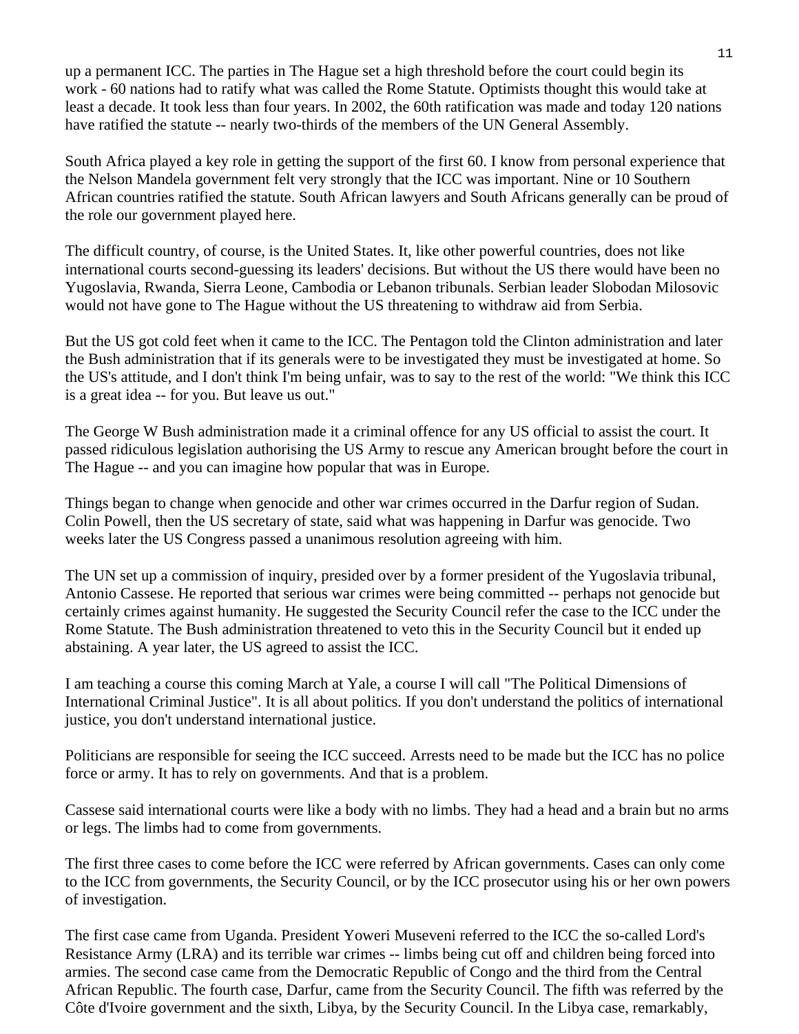up a permanent ICC. The parties in The Hague set a high threshold before the court could begin its work - 60 nations had to ratify what was called the Rome Statute. Optimists thought this would take at least a decade. It took less than four years. In 2002, the 60th ratification was made and today 120 nations have ratified the statute -- nearly two-thirds of the members of the UN General Assembly.

South Africa played a key role in getting the support of the first 60. I know from personal experience that the Nelson Mandela government felt very strongly that the ICC was important. Nine or 10 Southern African countries ratified the statute. South African lawyers and South Africans generally can be proud of the role our government played here.

The difficult country, of course, is the United States. It, like other powerful countries, does not like international courts second-guessing its leaders' decisions. But without the US there would have been no Yugoslavia, Rwanda, Sierra Leone, Cambodia or Lebanon tribunals. Serbian leader Slobodan Milosovic would not have gone to The Hague without the US threatening to withdraw aid from Serbia.

But the US got cold feet when it came to the ICC. The Pentagon told the Clinton administration and later the Bush administration that if its generals were to be investigated they must be investigated at home. So the US's attitude, and I don't think I'm being unfair, was to say to the rest of the world: "We think this ICC is a great idea -- for you. But leave us out."

The George W Bush administration made it a criminal offence for any US official to assist the court. It passed ridiculous legislation authorising the US Army to rescue any American brought before the court in The Hague -- and you can imagine how popular that was in Europe.

Things began to change when genocide and other war crimes occurred in the Darfur region of Sudan. Colin Powell, then the US secretary of state, said what was happening in Darfur was genocide. Two weeks later the US Congress passed a unanimous resolution agreeing with him.

The UN set up a commission of inquiry, presided over by a former president of the Yugoslavia tribunal, Antonio Cassese. He reported that serious war crimes were being committed -- perhaps not genocide but certainly crimes against humanity. He suggested the Security Council refer the case to the ICC under the Rome Statute. The Bush administration threatened to veto this in the Security Council but it ended up abstaining. A year later, the US agreed to assist the ICC.

I am teaching a course this coming March at Yale, a course I will call "The Political Dimensions of International Criminal Justice". It is all about politics. If you don't understand the politics of international justice, you don't understand international justice.

Politicians are responsible for seeing the ICC succeed. Arrests need to be made but the ICC has no police force or army. It has to rely on governments. And that is a problem.

Cassese said international courts were like a body with no limbs. They had a head and a brain but no arms or legs. The limbs had to come from governments.

The first three cases to come before the ICC were referred by African governments. Cases can only come to the ICC from governments, the Security Council, or by the ICC prosecutor using his or her own powers of investigation.

The first case came from Uganda. President Yoweri Museveni referred to the ICC the so-called Lord's Resistance Army (LRA) and its terrible war crimes -- limbs being cut off and children being forced into armies. The second case came from the Democratic Republic of Congo and the third from the Central African Republic. The fourth case, Darfur, came from the Security Council. The fifth was referred by the Côte d'Ivoire government and the sixth, Libya, by the Security Council. In the Libya case, remarkably,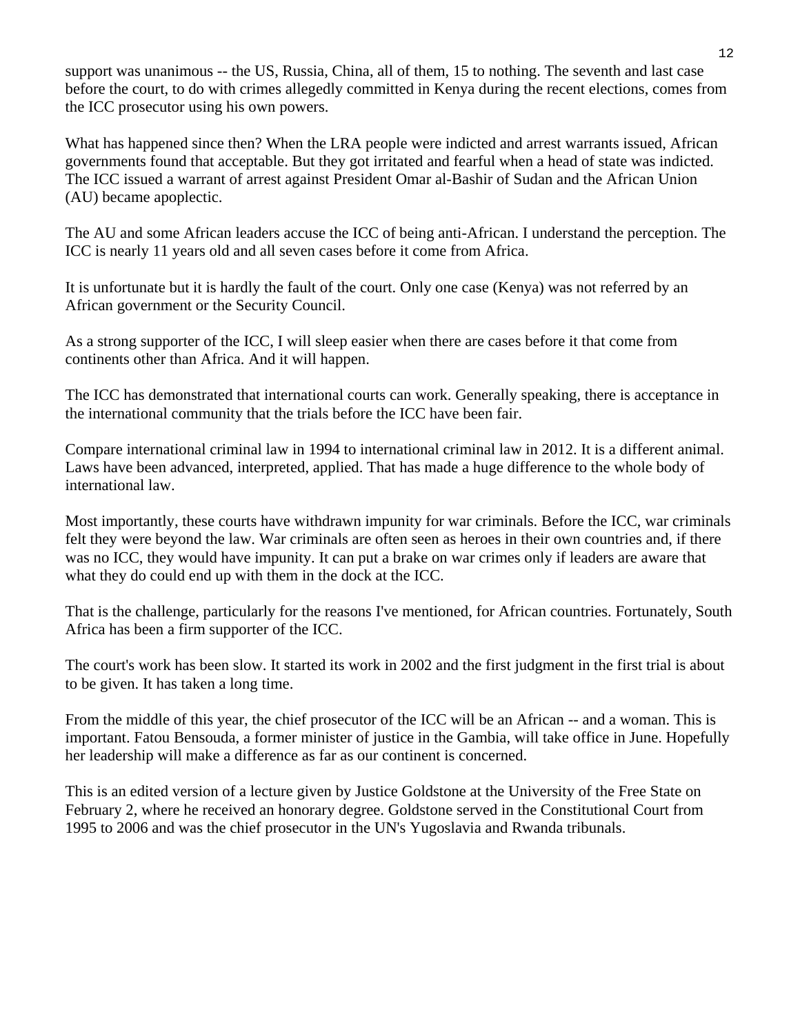support was unanimous -- the US, Russia, China, all of them, 15 to nothing. The seventh and last case before the court, to do with crimes allegedly committed in Kenya during the recent elections, comes from the ICC prosecutor using his own powers.

What has happened since then? When the LRA people were indicted and arrest warrants issued, African governments found that acceptable. But they got irritated and fearful when a head of state was indicted. The ICC issued a warrant of arrest against President Omar al-Bashir of Sudan and the African Union (AU) became apoplectic.

The AU and some African leaders accuse the ICC of being anti-African. I understand the perception. The ICC is nearly 11 years old and all seven cases before it come from Africa.

It is unfortunate but it is hardly the fault of the court. Only one case (Kenya) was not referred by an African government or the Security Council.

As a strong supporter of the ICC, I will sleep easier when there are cases before it that come from continents other than Africa. And it will happen.

The ICC has demonstrated that international courts can work. Generally speaking, there is acceptance in the international community that the trials before the ICC have been fair.

Compare international criminal law in 1994 to international criminal law in 2012. It is a different animal. Laws have been advanced, interpreted, applied. That has made a huge difference to the whole body of international law.

Most importantly, these courts have withdrawn impunity for war criminals. Before the ICC, war criminals felt they were beyond the law. War criminals are often seen as heroes in their own countries and, if there was no ICC, they would have impunity. It can put a brake on war crimes only if leaders are aware that what they do could end up with them in the dock at the ICC.

That is the challenge, particularly for the reasons I've mentioned, for African countries. Fortunately, South Africa has been a firm supporter of the ICC.

The court's work has been slow. It started its work in 2002 and the first judgment in the first trial is about to be given. It has taken a long time.

From the middle of this year, the chief prosecutor of the ICC will be an African -- and a woman. This is important. Fatou Bensouda, a former minister of justice in the Gambia, will take office in June. Hopefully her leadership will make a difference as far as our continent is concerned.

This is an edited version of a lecture given by Justice Goldstone at the University of the Free State on February 2, where he received an honorary degree. Goldstone served in the Constitutional Court from 1995 to 2006 and was the chief prosecutor in the UN's Yugoslavia and Rwanda tribunals.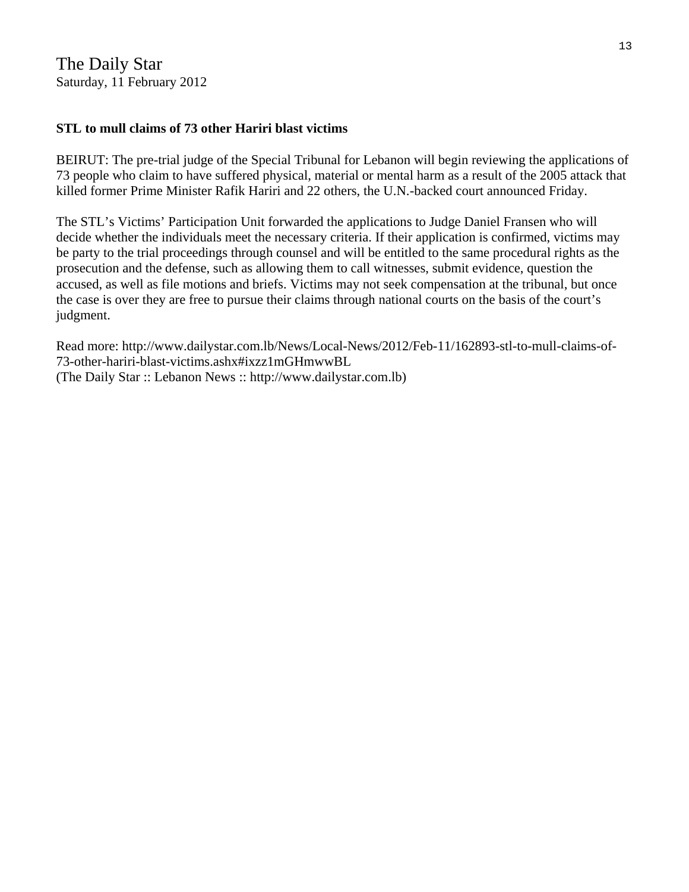The Daily Star
Saturday, 11 February 2012

**STL to mull claims of 73 other Hariri blast victims**

BEIRUT: The pre-trial judge of the Special Tribunal for Lebanon will begin reviewing the applications of 73 people who claim to have suffered physical, material or mental harm as a result of the 2005 attack that killed former Prime Minister Rafik Hariri and 22 others, the U.N.-backed court announced Friday.

The STL's Victims' Participation Unit forwarded the applications to Judge Daniel Fransen who will decide whether the individuals meet the necessary criteria. If their application is confirmed, victims may be party to the trial proceedings through counsel and will be entitled to the same procedural rights as the prosecution and the defense, such as allowing them to call witnesses, submit evidence, question the accused, as well as file motions and briefs. Victims may not seek compensation at the tribunal, but once the case is over they are free to pursue their claims through national courts on the basis of the court's judgment.

Read more: http://www.dailystar.com.lb/News/Local-News/2012/Feb-11/162893-stl-to-mull-claims-of-73-other-hariri-blast-victims.ashx#ixzz1mGHmwwBL
(The Daily Star :: Lebanon News :: http://www.dailystar.com.lb)